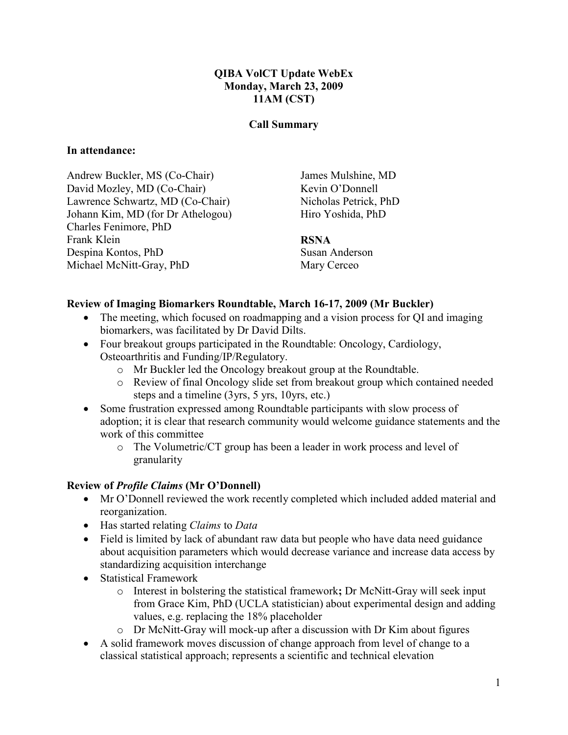**QIBA VolCT Update WebEx**
**Monday, March 23, 2009**
**11AM (CST)**

**Call Summary**

**In attendance:**

Andrew Buckler, MS (Co-Chair)
David Mozley, MD (Co-Chair)
Lawrence Schwartz, MD (Co-Chair)
Johann Kim, MD (for Dr Athelogou)
Charles Fenimore, PhD
Frank Klein
Despina Kontos, PhD
Michael McNitt-Gray, PhD
James Mulshine, MD
Kevin O'Donnell
Nicholas Petrick, PhD
Hiro Yoshida, PhD

**RSNA**
Susan Anderson
Mary Cerceo

**Review of Imaging Biomarkers Roundtable, March 16-17, 2009 (Mr Buckler)**

- The meeting, which focused on roadmapping and a vision process for QI and imaging biomarkers, was facilitated by Dr David Dilts.
- Four breakout groups participated in the Roundtable: Oncology, Cardiology, Osteoarthritis and Funding/IP/Regulatory.
  - Mr Buckler led the Oncology breakout group at the Roundtable.
  - Review of final Oncology slide set from breakout group which contained needed steps and a timeline (3yrs, 5 yrs, 10yrs, etc.)
- Some frustration expressed among Roundtable participants with slow process of adoption; it is clear that research community would welcome guidance statements and the work of this committee
  - The Volumetric/CT group has been a leader in work process and level of granularity

**Review of *Profile Claims* (Mr O'Donnell)**

- Mr O'Donnell reviewed the work recently completed which included added material and reorganization.
- Has started relating *Claims* to *Data*
- Field is limited by lack of abundant raw data but people who have data need guidance about acquisition parameters which would decrease variance and increase data access by standardizing acquisition interchange
- Statistical Framework
  - Interest in bolstering the statistical framework**;** Dr McNitt-Gray will seek input from Grace Kim, PhD (UCLA statistician) about experimental design and adding values, e.g. replacing the 18% placeholder
  - Dr McNitt-Gray will mock-up after a discussion with Dr Kim about figures
- A solid framework moves discussion of change approach from level of change to a classical statistical approach; represents a scientific and technical elevation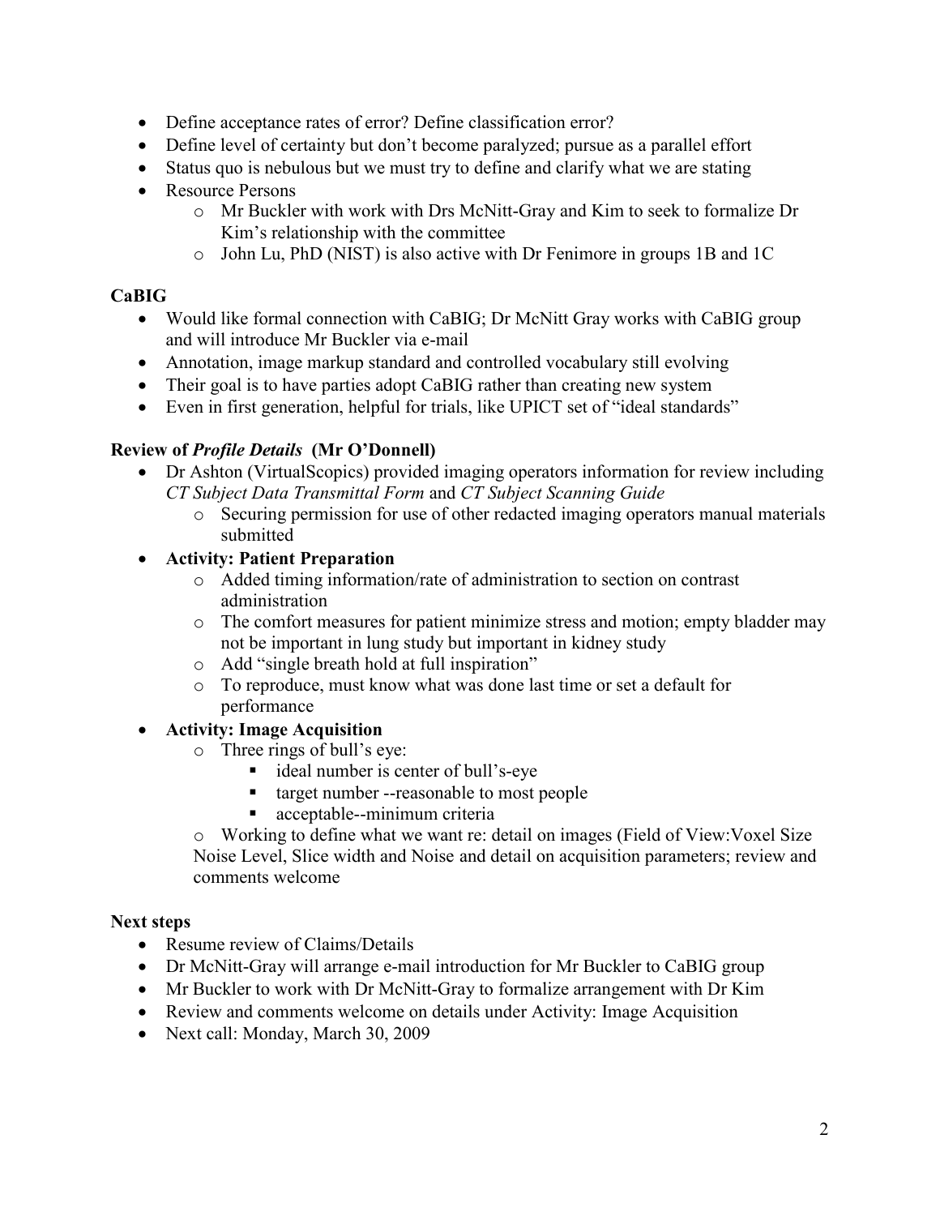- Define acceptance rates of error? Define classification error?
- Define level of certainty but don't become paralyzed; pursue as a parallel effort
- Status quo is nebulous but we must try to define and clarify what we are stating
- Resource Persons
    - Mr Buckler with work with Drs McNitt-Gray and Kim to seek to formalize Dr Kim's relationship with the committee
    - John Lu, PhD (NIST) is also active with Dr Fenimore in groups 1B and 1C

**CaBIG**

- Would like formal connection with CaBIG; Dr McNitt Gray works with CaBIG group and will introduce Mr Buckler via e-mail
- Annotation, image markup standard and controlled vocabulary still evolving
- Their goal is to have parties adopt CaBIG rather than creating new system
- Even in first generation, helpful for trials, like UPICT set of "ideal standards"

**Review of *Profile Details* (Mr O'Donnell)**

- Dr Ashton (VirtualScopics) provided imaging operators information for review including *CT Subject Data Transmittal Form* and *CT Subject Scanning Guide*
    - Securing permission for use of other redacted imaging operators manual materials submitted
- **Activity: Patient Preparation**
    - Added timing information/rate of administration to section on contrast administration
    - The comfort measures for patient minimize stress and motion; empty bladder may not be important in lung study but important in kidney study
    - Add "single breath hold at full inspiration"
    - To reproduce, must know what was done last time or set a default for performance
- **Activity: Image Acquisition**
    - Three rings of bull's eye:
        - ideal number is center of bull's-eye
        - target number --reasonable to most people
        - acceptable--minimum criteria
    - Working to define what we want re: detail on images (Field of View:Voxel Size Noise Level, Slice width and Noise and detail on acquisition parameters; review and comments welcome

**Next steps**

- Resume review of Claims/Details
- Dr McNitt-Gray will arrange e-mail introduction for Mr Buckler to CaBIG group
- Mr Buckler to work with Dr McNitt-Gray to formalize arrangement with Dr Kim
- Review and comments welcome on details under Activity: Image Acquisition
- Next call: Monday, March 30, 2009